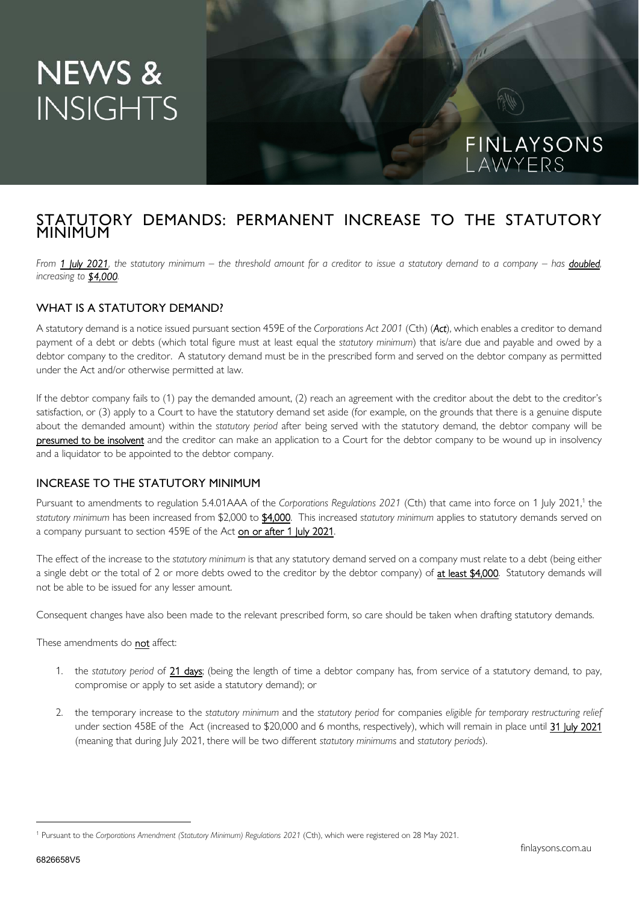NEWS & INSIGHTS

FINLAYSONS LAWYERS

# STATUTORY DEMANDS: PERMANENT INCREASE TO THE STATUTORY MINIMUM

*From 1 July 2021, the statutory minimum – the threshold amount for a creditor to issue a statutory demand to a company – has doubled, increasing to $4,000.*

## WHAT IS A STATUTORY DEMAND?

A statutory demand is a notice issued pursuant section 459E of the *Corporations Act 2001* (Cth) (***Act***), which enables a creditor to demand payment of a debt or debts (which total figure must at least equal the *statutory minimum*) that is/are due and payable and owed by a debtor company to the creditor. A statutory demand must be in the prescribed form and served on the debtor company as permitted under the Act and/or otherwise permitted at law.

If the debtor company fails to (1) pay the demanded amount, (2) reach an agreement with the creditor about the debt to the creditor's satisfaction, or (3) apply to a Court to have the statutory demand set aside (for example, on the grounds that there is a genuine dispute about the demanded amount) within the *statutory period* after being served with the statutory demand, the debtor company will be presumed to be insolvent and the creditor can make an application to a Court for the debtor company to be wound up in insolvency and a liquidator to be appointed to the debtor company.

## INCREASE TO THE STATUTORY MINIMUM

Pursuant to amendments to regulation 5.4.01AAA of the *Corporations Regulations 2021* (Cth) that came into force on 1 July 2021,[1] the *statutory minimum* has been increased from $2,000 to $4,000. This increased *statutory minimum* applies to statutory demands served on a company pursuant to section 459E of the Act on or after 1 July 2021.

The effect of the increase to the *statutory minimum* is that any statutory demand served on a company must relate to a debt (being either a single debt or the total of 2 or more debts owed to the creditor by the debtor company) of at least $4,000. Statutory demands will not be able to be issued for any lesser amount.

Consequent changes have also been made to the relevant prescribed form, so care should be taken when drafting statutory demands.

These amendments do not affect:

1. the *statutory period* of 21 days; (being the length of time a debtor company has, from service of a statutory demand, to pay, compromise or apply to set aside a statutory demand); or
2. the temporary increase to the *statutory minimum* and the *statutory period* for companies *eligible for temporary restructuring relief* under section 458E of the Act (increased to $20,000 and 6 months, respectively), which will remain in place until 31 July 2021 (meaning that during July 2021, there will be two different *statutory minimums* and *statutory periods*).

---

[1] Pursuant to the *Corporations Amendment (Statutory Minimum) Regulations 2021* (Cth), which were registered on 28 May 2021.

6826658V5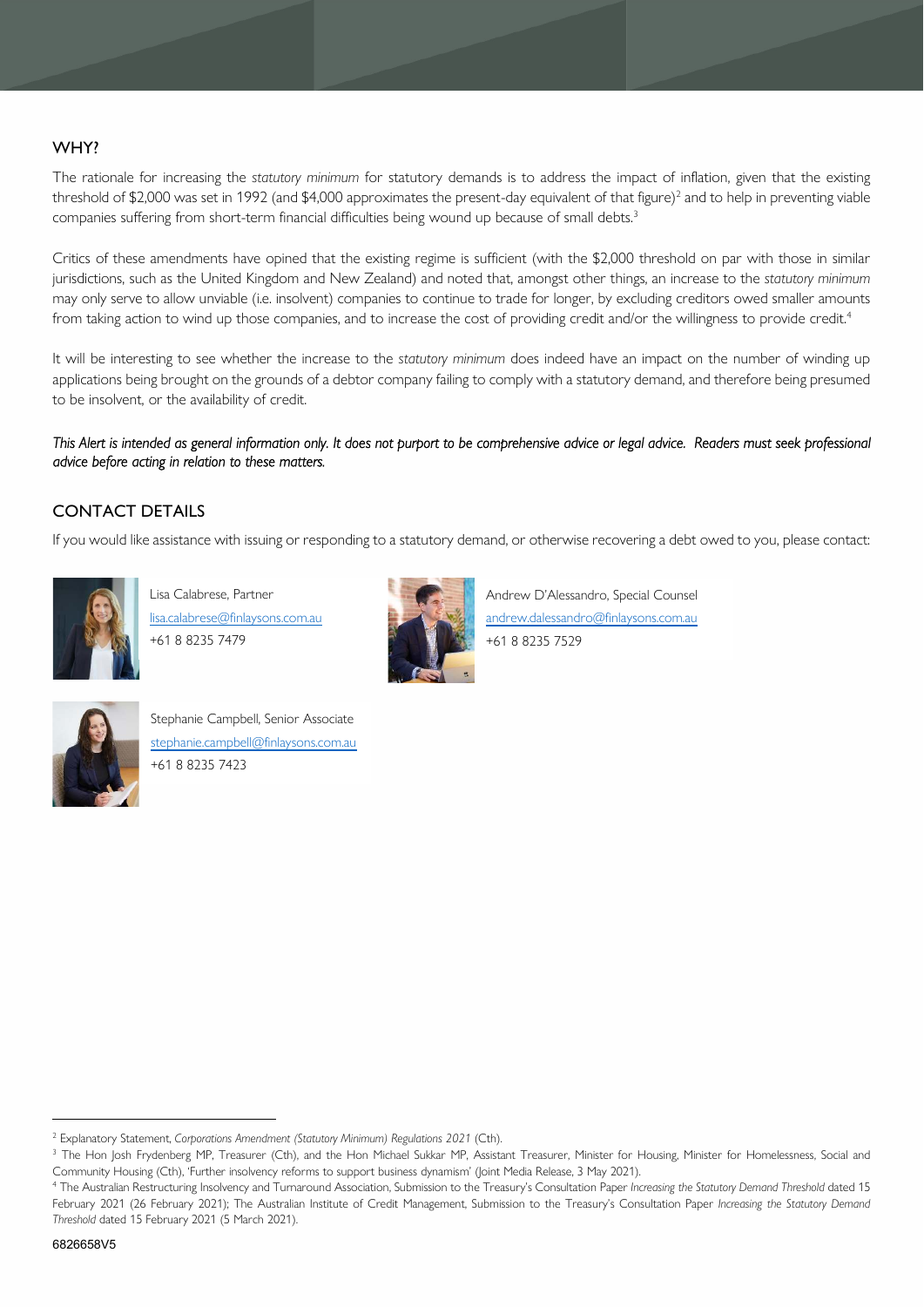## WHY?

The rationale for increasing the *statutory minimum* for statutory demands is to address the impact of inflation, given that the existing threshold of $2,000 was set in 1992 (and $4,000 approximates the present-day equivalent of that figure)[2] and to help in preventing viable companies suffering from short-term financial difficulties being wound up because of small debts.[3]

Critics of these amendments have opined that the existing regime is sufficient (with the $2,000 threshold on par with those in similar jurisdictions, such as the United Kingdom and New Zealand) and noted that, amongst other things, an increase to the *statutory minimum* may only serve to allow unviable (i.e. insolvent) companies to continue to trade for longer, by excluding creditors owed smaller amounts from taking action to wind up those companies, and to increase the cost of providing credit and/or the willingness to provide credit.[4]

It will be interesting to see whether the increase to the *statutory minimum* does indeed have an impact on the number of winding up applications being brought on the grounds of a debtor company failing to comply with a statutory demand, and therefore being presumed to be insolvent, or the availability of credit.

*This Alert is intended as general information only. It does not purport to be comprehensive advice or legal advice. Readers must seek professional advice before acting in relation to these matters.*

## CONTACT DETAILS

If you would like assistance with issuing or responding to a statutory demand, or otherwise recovering a debt owed to you, please contact:

Lisa Calabrese, Partner
lisa.calabrese@finlaysons.com.au
+61 8 8235 7479

Andrew D'Alessandro, Special Counsel
andrew.dalessandro@finlaysons.com.au
+61 8 8235 7529

Stephanie Campbell, Senior Associate
stephanie.campbell@finlaysons.com.au
+61 8 8235 7423

---

[2] Explanatory Statement, *Corporations Amendment (Statutory Minimum) Regulations 2021* (Cth).

[3] The Hon Josh Frydenberg MP, Treasurer (Cth), and the Hon Michael Sukkar MP, Assistant Treasurer, Minister for Housing, Minister for Homelessness, Social and Community Housing (Cth), 'Further insolvency reforms to support business dynamism' (Joint Media Release, 3 May 2021).

[4] The Australian Restructuring Insolvency and Turnaround Association, Submission to the Treasury's Consultation Paper *Increasing the Statutory Demand Threshold* dated 15 February 2021 (26 February 2021); The Australian Institute of Credit Management, Submission to the Treasury's Consultation Paper *Increasing the Statutory Demand Threshold* dated 15 February 2021 (5 March 2021).

6826658V5